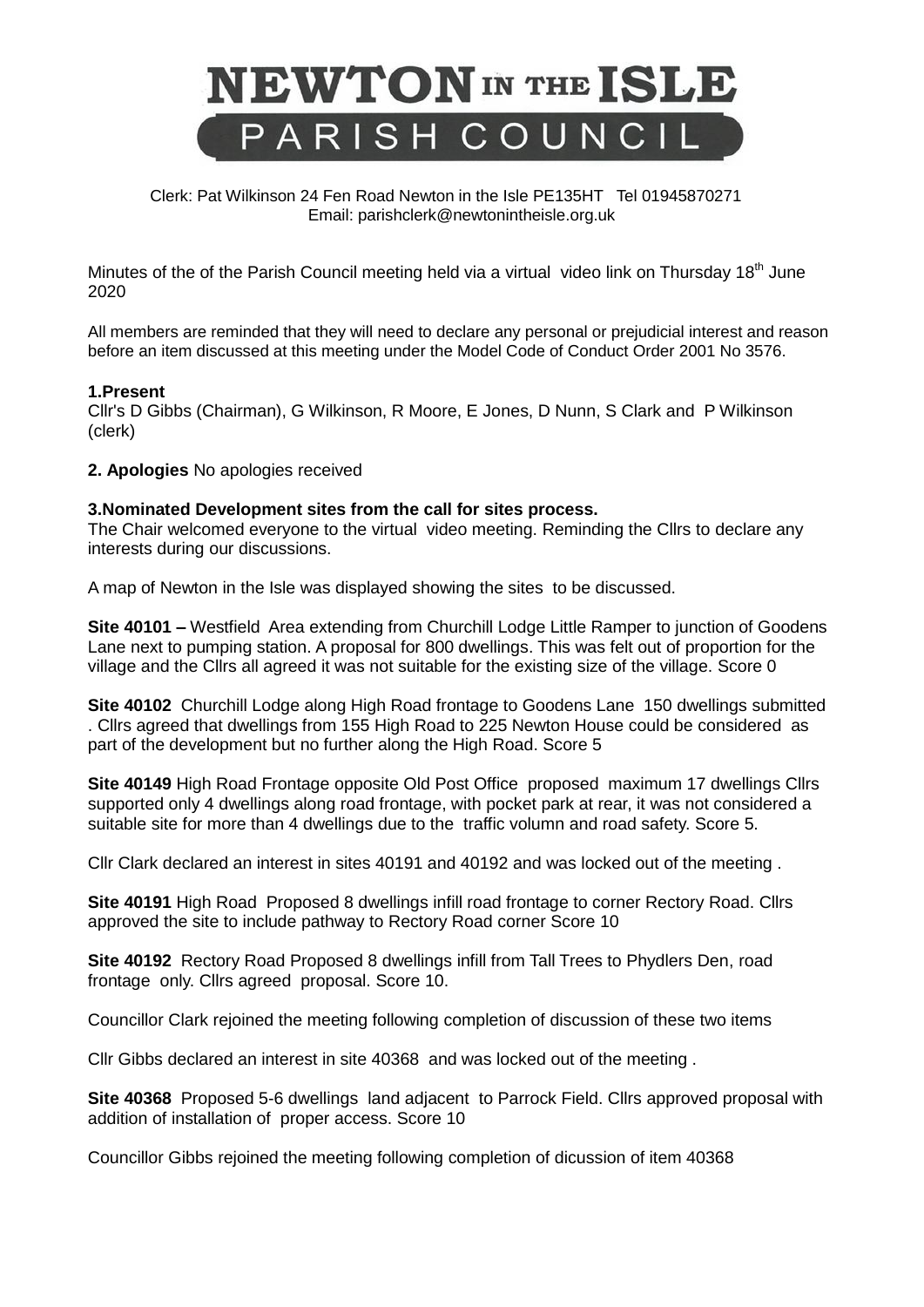# NEWTON IN THE ISLE PARISH COUNCIL

Clerk: Pat Wilkinson 24 Fen Road Newton in the Isle PE135HT Tel 01945870271
Email: parishclerk@newtonintheisle.org.uk

Minutes of the of the Parish Council meeting held via a virtual video link on Thursday 18th June 2020

All members are reminded that they will need to declare any personal or prejudicial interest and reason before an item discussed at this meeting under the Model Code of Conduct Order 2001 No 3576.

**1.Present**
Cllr's D Gibbs (Chairman), G Wilkinson, R Moore, E Jones, D Nunn, S Clark and P Wilkinson (clerk)

**2. Apologies** No apologies received

**3.Nominated Development sites from the call for sites process.**
The Chair welcomed everyone to the virtual video meeting. Reminding the Cllrs to declare any interests during our discussions.

A map of Newton in the Isle was displayed showing the sites to be discussed.

**Site 40101 –** Westfield Area extending from Churchill Lodge Little Ramper to junction of Goodens Lane next to pumping station. A proposal for 800 dwellings. This was felt out of proportion for the village and the Cllrs all agreed it was not suitable for the existing size of the village. Score 0

**Site 40102** Churchill Lodge along High Road frontage to Goodens Lane 150 dwellings submitted . Cllrs agreed that dwellings from 155 High Road to 225 Newton House could be considered as part of the development but no further along the High Road. Score 5

**Site 40149** High Road Frontage opposite Old Post Office proposed maximum 17 dwellings Cllrs supported only 4 dwellings along road frontage, with pocket park at rear, it was not considered a suitable site for more than 4 dwellings due to the traffic volumn and road safety. Score 5.

Cllr Clark declared an interest in sites 40191 and 40192 and was locked out of the meeting .

**Site 40191** High Road Proposed 8 dwellings infill road frontage to corner Rectory Road. Cllrs approved the site to include pathway to Rectory Road corner Score 10

**Site 40192** Rectory Road Proposed 8 dwellings infill from Tall Trees to Phydlers Den, road frontage only. Cllrs agreed proposal. Score 10.

Councillor Clark rejoined the meeting following completion of discussion of these two items

Cllr Gibbs declared an interest in site 40368 and was locked out of the meeting .

**Site 40368** Proposed 5-6 dwellings land adjacent to Parrock Field. Cllrs approved proposal with addition of installation of proper access. Score 10

Councillor Gibbs rejoined the meeting following completion of dicussion of item 40368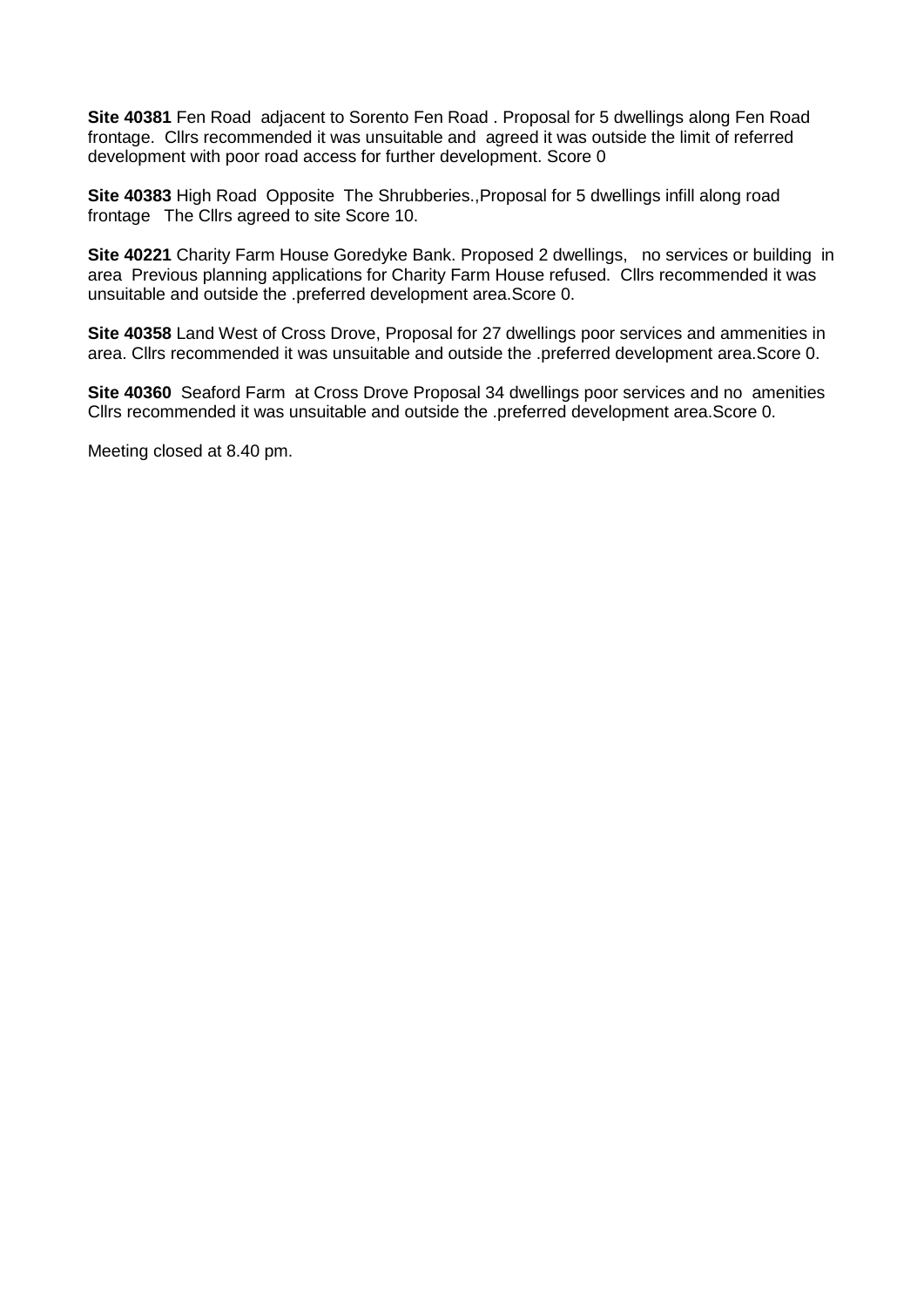**Site 40381** Fen Road adjacent to Sorento Fen Road . Proposal for 5 dwellings along Fen Road frontage. Cllrs recommended it was unsuitable and agreed it was outside the limit of referred development with poor road access for further development. Score 0

**Site 40383** High Road Opposite The Shrubberies.,Proposal for 5 dwellings infill along road frontage The Cllrs agreed to site Score 10.

**Site 40221** Charity Farm House Goredyke Bank. Proposed 2 dwellings, no services or building in area Previous planning applications for Charity Farm House refused. Cllrs recommended it was unsuitable and outside the .preferred development area.Score 0.

**Site 40358** Land West of Cross Drove, Proposal for 27 dwellings poor services and ammenities in area. Cllrs recommended it was unsuitable and outside the .preferred development area.Score 0.

**Site 40360** Seaford Farm at Cross Drove Proposal 34 dwellings poor services and no amenities Cllrs recommended it was unsuitable and outside the .preferred development area.Score 0.

Meeting closed at 8.40 pm.